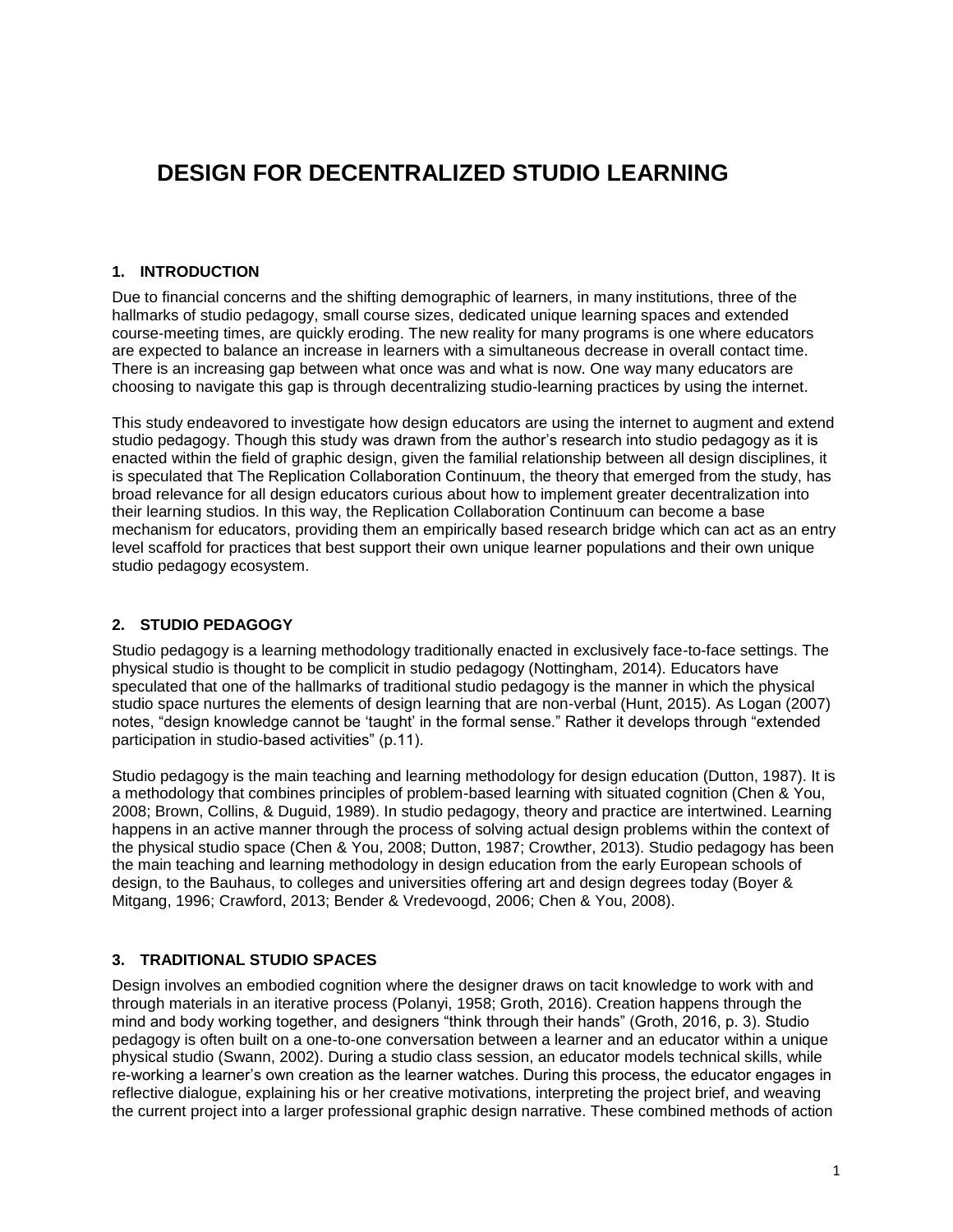# DESIGN FOR DECENTRALIZED STUDIO LEARNING

## 1. INTRODUCTION

Due to financial concerns and the shifting demographic of learners, in many institutions, three of the hallmarks of studio pedagogy, small course sizes, dedicated unique learning spaces and extended course-meeting times, are quickly eroding. The new reality for many programs is one where educators are expected to balance an increase in learners with a simultaneous decrease in overall contact time. There is an increasing gap between what once was and what is now. One way many educators are choosing to navigate this gap is through decentralizing studio-learning practices by using the internet.

This study endeavored to investigate how design educators are using the internet to augment and extend studio pedagogy. Though this study was drawn from the author's research into studio pedagogy as it is enacted within the field of graphic design, given the familial relationship between all design disciplines, it is speculated that The Replication Collaboration Continuum, the theory that emerged from the study, has broad relevance for all design educators curious about how to implement greater decentralization into their learning studios. In this way, the Replication Collaboration Continuum can become a base mechanism for educators, providing them an empirically based research bridge which can act as an entry level scaffold for practices that best support their own unique learner populations and their own unique studio pedagogy ecosystem.

## 2. STUDIO PEDAGOGY

Studio pedagogy is a learning methodology traditionally enacted in exclusively face-to-face settings. The physical studio is thought to be complicit in studio pedagogy (Nottingham, 2014). Educators have speculated that one of the hallmarks of traditional studio pedagogy is the manner in which the physical studio space nurtures the elements of design learning that are non-verbal (Hunt, 2015). As Logan (2007) notes, "design knowledge cannot be 'taught' in the formal sense." Rather it develops through "extended participation in studio-based activities" (p.11).

Studio pedagogy is the main teaching and learning methodology for design education (Dutton, 1987). It is a methodology that combines principles of problem-based learning with situated cognition (Chen & You, 2008; Brown, Collins, & Duguid, 1989). In studio pedagogy, theory and practice are intertwined. Learning happens in an active manner through the process of solving actual design problems within the context of the physical studio space (Chen & You, 2008; Dutton, 1987; Crowther, 2013). Studio pedagogy has been the main teaching and learning methodology in design education from the early European schools of design, to the Bauhaus, to colleges and universities offering art and design degrees today (Boyer & Mitgang, 1996; Crawford, 2013; Bender & Vredevoogd, 2006; Chen & You, 2008).

## 3. TRADITIONAL STUDIO SPACES

Design involves an embodied cognition where the designer draws on tacit knowledge to work with and through materials in an iterative process (Polanyi, 1958; Groth, 2016). Creation happens through the mind and body working together, and designers "think through their hands" (Groth, 2016, p. 3). Studio pedagogy is often built on a one-to-one conversation between a learner and an educator within a unique physical studio (Swann, 2002). During a studio class session, an educator models technical skills, while re-working a learner's own creation as the learner watches. During this process, the educator engages in reflective dialogue, explaining his or her creative motivations, interpreting the project brief, and weaving the current project into a larger professional graphic design narrative. These combined methods of action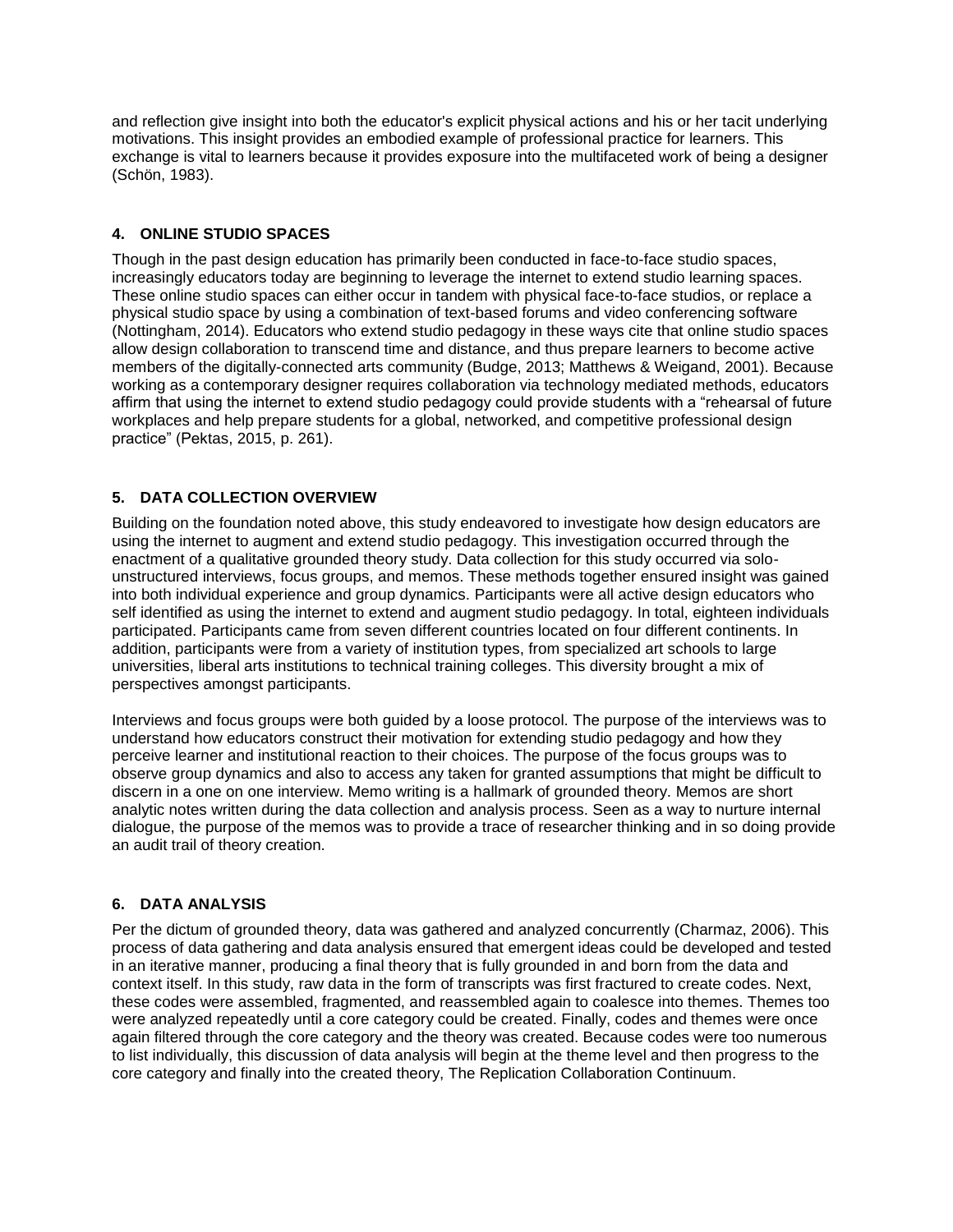and reflection give insight into both the educator's explicit physical actions and his or her tacit underlying motivations. This insight provides an embodied example of professional practice for learners. This exchange is vital to learners because it provides exposure into the multifaceted work of being a designer (Schön, 1983).

## 4. ONLINE STUDIO SPACES

Though in the past design education has primarily been conducted in face-to-face studio spaces, increasingly educators today are beginning to leverage the internet to extend studio learning spaces. These online studio spaces can either occur in tandem with physical face-to-face studios, or replace a physical studio space by using a combination of text-based forums and video conferencing software (Nottingham, 2014). Educators who extend studio pedagogy in these ways cite that online studio spaces allow design collaboration to transcend time and distance, and thus prepare learners to become active members of the digitally-connected arts community (Budge, 2013; Matthews & Weigand, 2001). Because working as a contemporary designer requires collaboration via technology mediated methods, educators affirm that using the internet to extend studio pedagogy could provide students with a "rehearsal of future workplaces and help prepare students for a global, networked, and competitive professional design practice" (Pektas, 2015, p. 261).

## 5. DATA COLLECTION OVERVIEW

Building on the foundation noted above, this study endeavored to investigate how design educators are using the internet to augment and extend studio pedagogy. This investigation occurred through the enactment of a qualitative grounded theory study. Data collection for this study occurred via solo-unstructured interviews, focus groups, and memos. These methods together ensured insight was gained into both individual experience and group dynamics. Participants were all active design educators who self identified as using the internet to extend and augment studio pedagogy. In total, eighteen individuals participated. Participants came from seven different countries located on four different continents. In addition, participants were from a variety of institution types, from specialized art schools to large universities, liberal arts institutions to technical training colleges. This diversity brought a mix of perspectives amongst participants.

Interviews and focus groups were both guided by a loose protocol. The purpose of the interviews was to understand how educators construct their motivation for extending studio pedagogy and how they perceive learner and institutional reaction to their choices. The purpose of the focus groups was to observe group dynamics and also to access any taken for granted assumptions that might be difficult to discern in a one on one interview. Memo writing is a hallmark of grounded theory. Memos are short analytic notes written during the data collection and analysis process. Seen as a way to nurture internal dialogue, the purpose of the memos was to provide a trace of researcher thinking and in so doing provide an audit trail of theory creation.

## 6. DATA ANALYSIS

Per the dictum of grounded theory, data was gathered and analyzed concurrently (Charmaz, 2006). This process of data gathering and data analysis ensured that emergent ideas could be developed and tested in an iterative manner, producing a final theory that is fully grounded in and born from the data and context itself. In this study, raw data in the form of transcripts was first fractured to create codes. Next, these codes were assembled, fragmented, and reassembled again to coalesce into themes. Themes too were analyzed repeatedly until a core category could be created. Finally, codes and themes were once again filtered through the core category and the theory was created. Because codes were too numerous to list individually, this discussion of data analysis will begin at the theme level and then progress to the core category and finally into the created theory, The Replication Collaboration Continuum.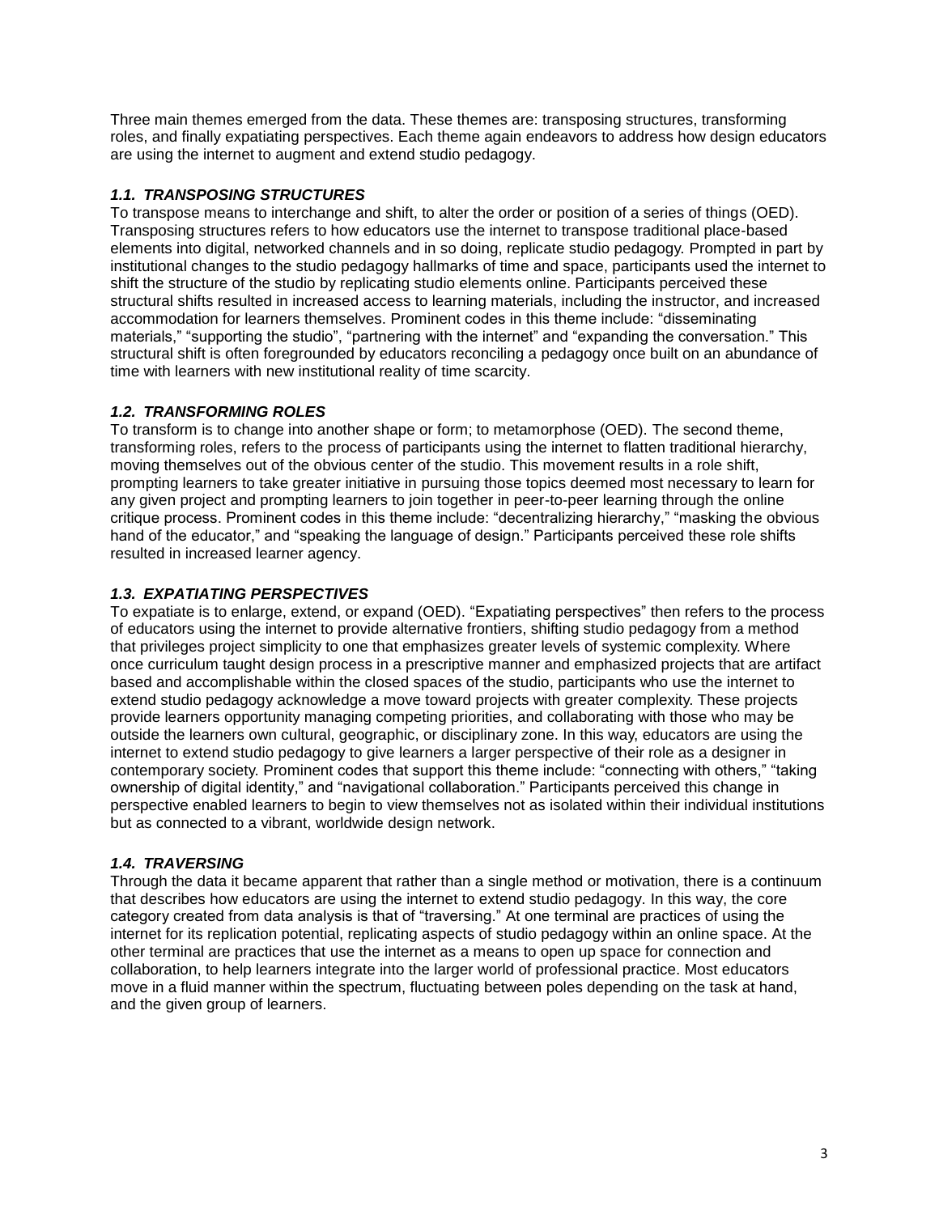Three main themes emerged from the data. These themes are: transposing structures, transforming roles, and finally expatiating perspectives. Each theme again endeavors to address how design educators are using the internet to augment and extend studio pedagogy.

### *1.1. TRANSPOSING STRUCTURES*

To transpose means to interchange and shift, to alter the order or position of a series of things (OED). Transposing structures refers to how educators use the internet to transpose traditional place-based elements into digital, networked channels and in so doing, replicate studio pedagogy. Prompted in part by institutional changes to the studio pedagogy hallmarks of time and space, participants used the internet to shift the structure of the studio by replicating studio elements online. Participants perceived these structural shifts resulted in increased access to learning materials, including the instructor, and increased accommodation for learners themselves. Prominent codes in this theme include: "disseminating materials," "supporting the studio", "partnering with the internet" and "expanding the conversation." This structural shift is often foregrounded by educators reconciling a pedagogy once built on an abundance of time with learners with new institutional reality of time scarcity.

### *1.2. TRANSFORMING ROLES*

To transform is to change into another shape or form; to metamorphose (OED). The second theme, transforming roles, refers to the process of participants using the internet to flatten traditional hierarchy, moving themselves out of the obvious center of the studio. This movement results in a role shift, prompting learners to take greater initiative in pursuing those topics deemed most necessary to learn for any given project and prompting learners to join together in peer-to-peer learning through the online critique process. Prominent codes in this theme include: "decentralizing hierarchy," "masking the obvious hand of the educator," and "speaking the language of design." Participants perceived these role shifts resulted in increased learner agency.

### *1.3. EXPATIATING PERSPECTIVES*

To expatiate is to enlarge, extend, or expand (OED). "Expatiating perspectives" then refers to the process of educators using the internet to provide alternative frontiers, shifting studio pedagogy from a method that privileges project simplicity to one that emphasizes greater levels of systemic complexity. Where once curriculum taught design process in a prescriptive manner and emphasized projects that are artifact based and accomplishable within the closed spaces of the studio, participants who use the internet to extend studio pedagogy acknowledge a move toward projects with greater complexity. These projects provide learners opportunity managing competing priorities, and collaborating with those who may be outside the learners own cultural, geographic, or disciplinary zone. In this way, educators are using the internet to extend studio pedagogy to give learners a larger perspective of their role as a designer in contemporary society. Prominent codes that support this theme include: "connecting with others," "taking ownership of digital identity," and "navigational collaboration." Participants perceived this change in perspective enabled learners to begin to view themselves not as isolated within their individual institutions but as connected to a vibrant, worldwide design network.

### *1.4. TRAVERSING*

Through the data it became apparent that rather than a single method or motivation, there is a continuum that describes how educators are using the internet to extend studio pedagogy. In this way, the core category created from data analysis is that of "traversing." At one terminal are practices of using the internet for its replication potential, replicating aspects of studio pedagogy within an online space. At the other terminal are practices that use the internet as a means to open up space for connection and collaboration, to help learners integrate into the larger world of professional practice. Most educators move in a fluid manner within the spectrum, fluctuating between poles depending on the task at hand, and the given group of learners.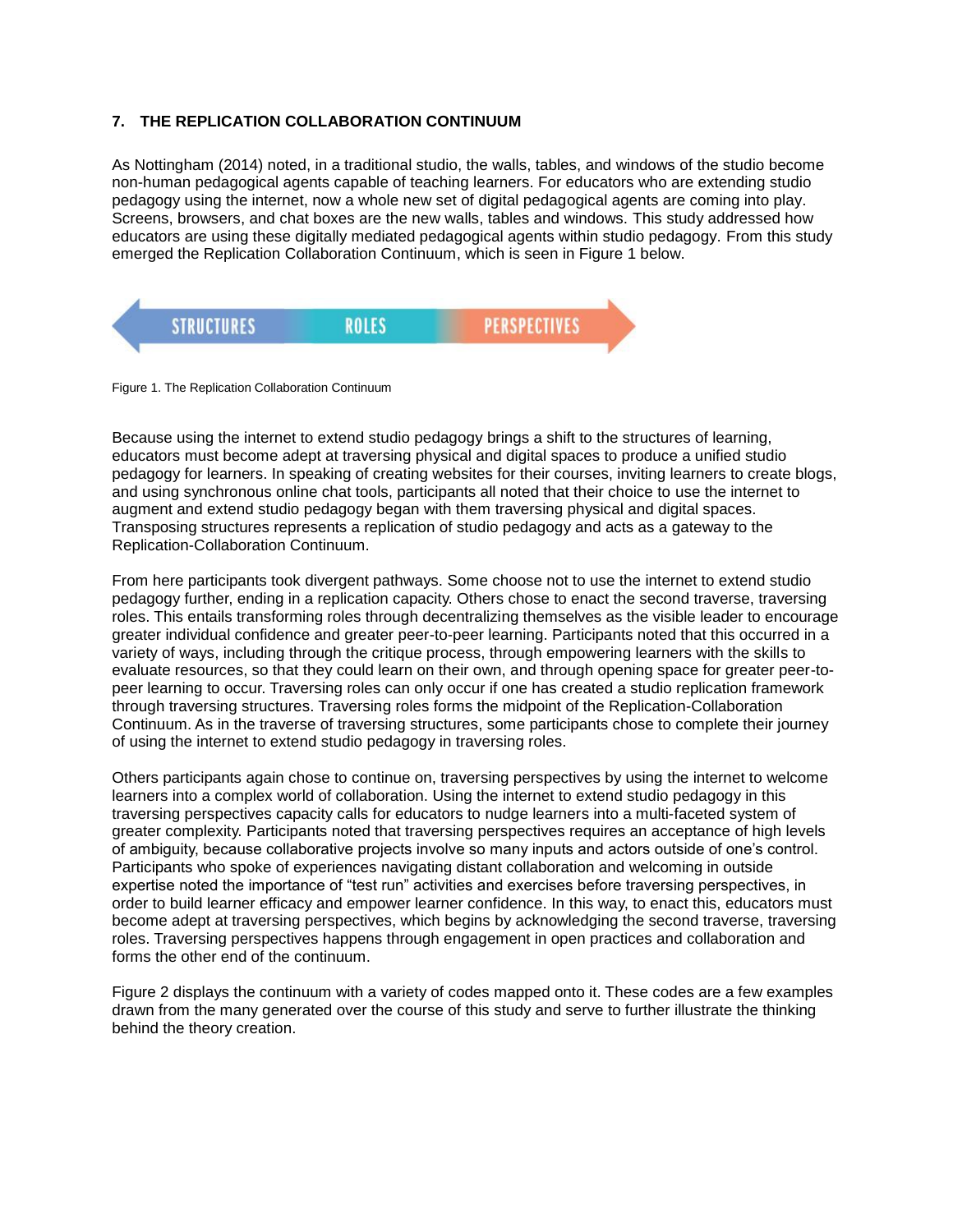## 7. THE REPLICATION COLLABORATION CONTINUUM

As Nottingham (2014) noted, in a traditional studio, the walls, tables, and windows of the studio become non-human pedagogical agents capable of teaching learners. For educators who are extending studio pedagogy using the internet, now a whole new set of digital pedagogical agents are coming into play. Screens, browsers, and chat boxes are the new walls, tables and windows. This study addressed how educators are using these digitally mediated pedagogical agents within studio pedagogy. From this study emerged the Replication Collaboration Continuum, which is seen in Figure 1 below.

STRUCTURES ROLES PERSPECTIVES

Figure 1. The Replication Collaboration Continuum

Because using the internet to extend studio pedagogy brings a shift to the structures of learning, educators must become adept at traversing physical and digital spaces to produce a unified studio pedagogy for learners. In speaking of creating websites for their courses, inviting learners to create blogs, and using synchronous online chat tools, participants all noted that their choice to use the internet to augment and extend studio pedagogy began with them traversing physical and digital spaces. Transposing structures represents a replication of studio pedagogy and acts as a gateway to the Replication-Collaboration Continuum.

From here participants took divergent pathways. Some choose not to use the internet to extend studio pedagogy further, ending in a replication capacity. Others chose to enact the second traverse, traversing roles. This entails transforming roles through decentralizing themselves as the visible leader to encourage greater individual confidence and greater peer-to-peer learning. Participants noted that this occurred in a variety of ways, including through the critique process, through empowering learners with the skills to evaluate resources, so that they could learn on their own, and through opening space for greater peer-to-peer learning to occur. Traversing roles can only occur if one has created a studio replication framework through traversing structures. Traversing roles forms the midpoint of the Replication-Collaboration Continuum. As in the traverse of traversing structures, some participants chose to complete their journey of using the internet to extend studio pedagogy in traversing roles.

Others participants again chose to continue on, traversing perspectives by using the internet to welcome learners into a complex world of collaboration. Using the internet to extend studio pedagogy in this traversing perspectives capacity calls for educators to nudge learners into a multi-faceted system of greater complexity. Participants noted that traversing perspectives requires an acceptance of high levels of ambiguity, because collaborative projects involve so many inputs and actors outside of one's control. Participants who spoke of experiences navigating distant collaboration and welcoming in outside expertise noted the importance of "test run" activities and exercises before traversing perspectives, in order to build learner efficacy and empower learner confidence. In this way, to enact this, educators must become adept at traversing perspectives, which begins by acknowledging the second traverse, traversing roles. Traversing perspectives happens through engagement in open practices and collaboration and forms the other end of the continuum.

Figure 2 displays the continuum with a variety of codes mapped onto it. These codes are a few examples drawn from the many generated over the course of this study and serve to further illustrate the thinking behind the theory creation.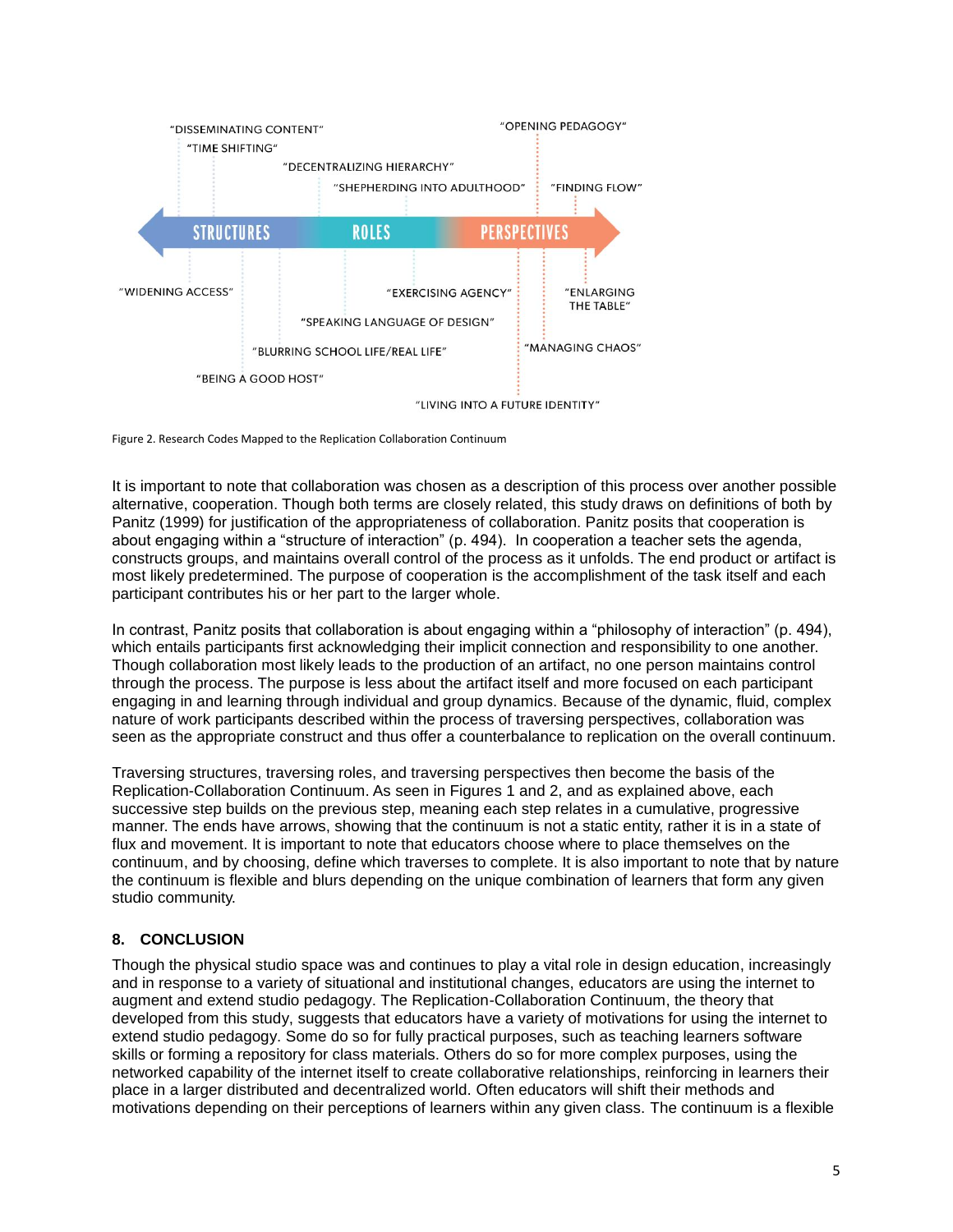Figure 2. Research Codes Mapped to the Replication Collaboration Continuum

It is important to note that collaboration was chosen as a description of this process over another possible alternative, cooperation. Though both terms are closely related, this study draws on definitions of both by Panitz (1999) for justification of the appropriateness of collaboration. Panitz posits that cooperation is about engaging within a "structure of interaction" (p. 494). In cooperation a teacher sets the agenda, constructs groups, and maintains overall control of the process as it unfolds. The end product or artifact is most likely predetermined. The purpose of cooperation is the accomplishment of the task itself and each participant contributes his or her part to the larger whole.

In contrast, Panitz posits that collaboration is about engaging within a "philosophy of interaction" (p. 494), which entails participants first acknowledging their implicit connection and responsibility to one another. Though collaboration most likely leads to the production of an artifact, no one person maintains control through the process. The purpose is less about the artifact itself and more focused on each participant engaging in and learning through individual and group dynamics. Because of the dynamic, fluid, complex nature of work participants described within the process of traversing perspectives, collaboration was seen as the appropriate construct and thus offer a counterbalance to replication on the overall continuum.

Traversing structures, traversing roles, and traversing perspectives then become the basis of the Replication-Collaboration Continuum. As seen in Figures 1 and 2, and as explained above, each successive step builds on the previous step, meaning each step relates in a cumulative, progressive manner. The ends have arrows, showing that the continuum is not a static entity, rather it is in a state of flux and movement. It is important to note that educators choose where to place themselves on the continuum, and by choosing, define which traverses to complete. It is also important to note that by nature the continuum is flexible and blurs depending on the unique combination of learners that form any given studio community.

## 8. CONCLUSION

Though the physical studio space was and continues to play a vital role in design education, increasingly and in response to a variety of situational and institutional changes, educators are using the internet to augment and extend studio pedagogy. The Replication-Collaboration Continuum, the theory that developed from this study, suggests that educators have a variety of motivations for using the internet to extend studio pedagogy. Some do so for fully practical purposes, such as teaching learners software skills or forming a repository for class materials. Others do so for more complex purposes, using the networked capability of the internet itself to create collaborative relationships, reinforcing in learners their place in a larger distributed and decentralized world. Often educators will shift their methods and motivations depending on their perceptions of learners within any given class. The continuum is a flexible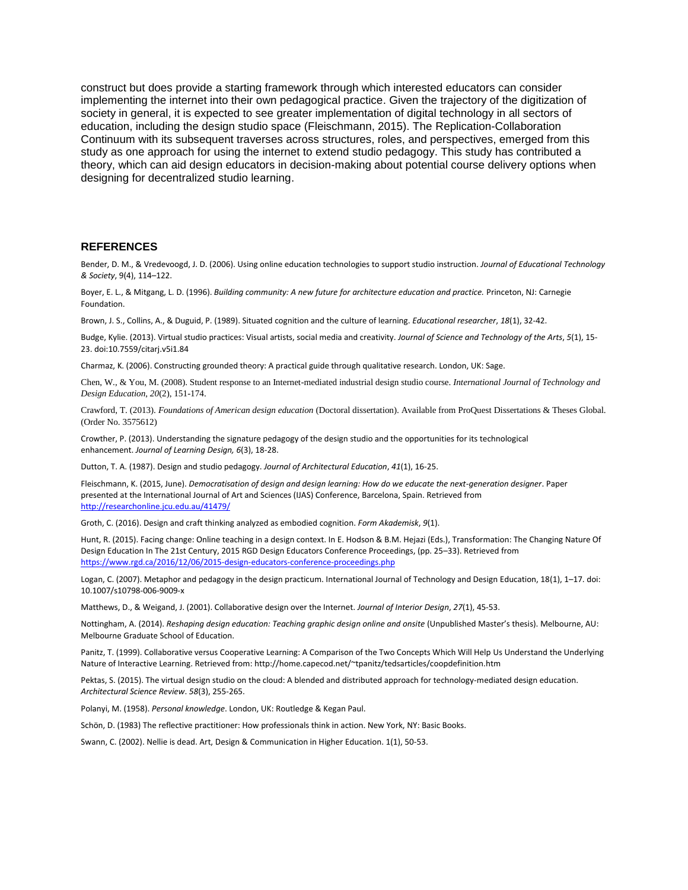construct but does provide a starting framework through which interested educators can consider implementing the internet into their own pedagogical practice. Given the trajectory of the digitization of society in general, it is expected to see greater implementation of digital technology in all sectors of education, including the design studio space (Fleischmann, 2015). The Replication-Collaboration Continuum with its subsequent traverses across structures, roles, and perspectives, emerged from this study as one approach for using the internet to extend studio pedagogy. This study has contributed a theory, which can aid design educators in decision-making about potential course delivery options when designing for decentralized studio learning.

## REFERENCES

Bender, D. M., & Vredevoogd, J. D. (2006). Using online education technologies to support studio instruction. *Journal of Educational Technology & Society*, 9(4), 114–122.

Boyer, E. L., & Mitgang, L. D. (1996). *Building community: A new future for architecture education and practice.* Princeton, NJ: Carnegie Foundation.

Brown, J. S., Collins, A., & Duguid, P. (1989). Situated cognition and the culture of learning. *Educational researcher*, *18*(1), 32-42.

Budge, Kylie. (2013). Virtual studio practices: Visual artists, social media and creativity. *Journal of Science and Technology of the Arts*, *5*(1), 15-23. doi:10.7559/citarj.v5i1.84

Charmaz, K. (2006). Constructing grounded theory: A practical guide through qualitative research. London, UK: Sage.

Chen, W., & You, M. (2008). Student response to an Internet-mediated industrial design studio course. *International Journal of Technology and Design Education*, *20*(2), 151-174.

Crawford, T. (2013). *Foundations of American design education* (Doctoral dissertation). Available from ProQuest Dissertations & Theses Global. (Order No. 3575612)

Crowther, P. (2013). Understanding the signature pedagogy of the design studio and the opportunities for its technological enhancement. *Journal of Learning Design, 6*(3), 18-28.

Dutton, T. A. (1987). Design and studio pedagogy. *Journal of Architectural Education*, *41*(1), 16-25.

Fleischmann, K. (2015, June). *Democratisation of design and design learning: How do we educate the next-generation designer*. Paper presented at the International Journal of Art and Sciences (IJAS) Conference, Barcelona, Spain. Retrieved from http://researchonline.jcu.edu.au/41479/

Groth, C. (2016). Design and craft thinking analyzed as embodied cognition. *Form Akademisk*, *9*(1).

Hunt, R. (2015). Facing change: Online teaching in a design context. In E. Hodson & B.M. Hejazi (Eds.), Transformation: The Changing Nature Of Design Education In The 21st Century, 2015 RGD Design Educators Conference Proceedings, (pp. 25–33). Retrieved from https://www.rgd.ca/2016/12/06/2015-design-educators-conference-proceedings.php

Logan, C. (2007). Metaphor and pedagogy in the design practicum. International Journal of Technology and Design Education, 18(1), 1–17. doi: 10.1007/s10798-006-9009-x

Matthews, D., & Weigand, J. (2001). Collaborative design over the Internet. *Journal of Interior Design*, *27*(1), 45-53.

Nottingham, A. (2014). *Reshaping design education: Teaching graphic design online and onsite* (Unpublished Master's thesis). Melbourne, AU: Melbourne Graduate School of Education.

Panitz, T. (1999). Collaborative versus Cooperative Learning: A Comparison of the Two Concepts Which Will Help Us Understand the Underlying Nature of Interactive Learning. Retrieved from: http://home.capecod.net/~tpanitz/tedsarticles/coopdefinition.htm

Pektas, S. (2015). The virtual design studio on the cloud: A blended and distributed approach for technology-mediated design education. *Architectural Science Review*. *58*(3), 255-265.

Polanyi, M. (1958). *Personal knowledge*. London, UK: Routledge & Kegan Paul.

Schön, D. (1983) The reflective practitioner: How professionals think in action. New York, NY: Basic Books.

Swann, C. (2002). Nellie is dead. Art, Design & Communication in Higher Education. 1(1), 50-53.